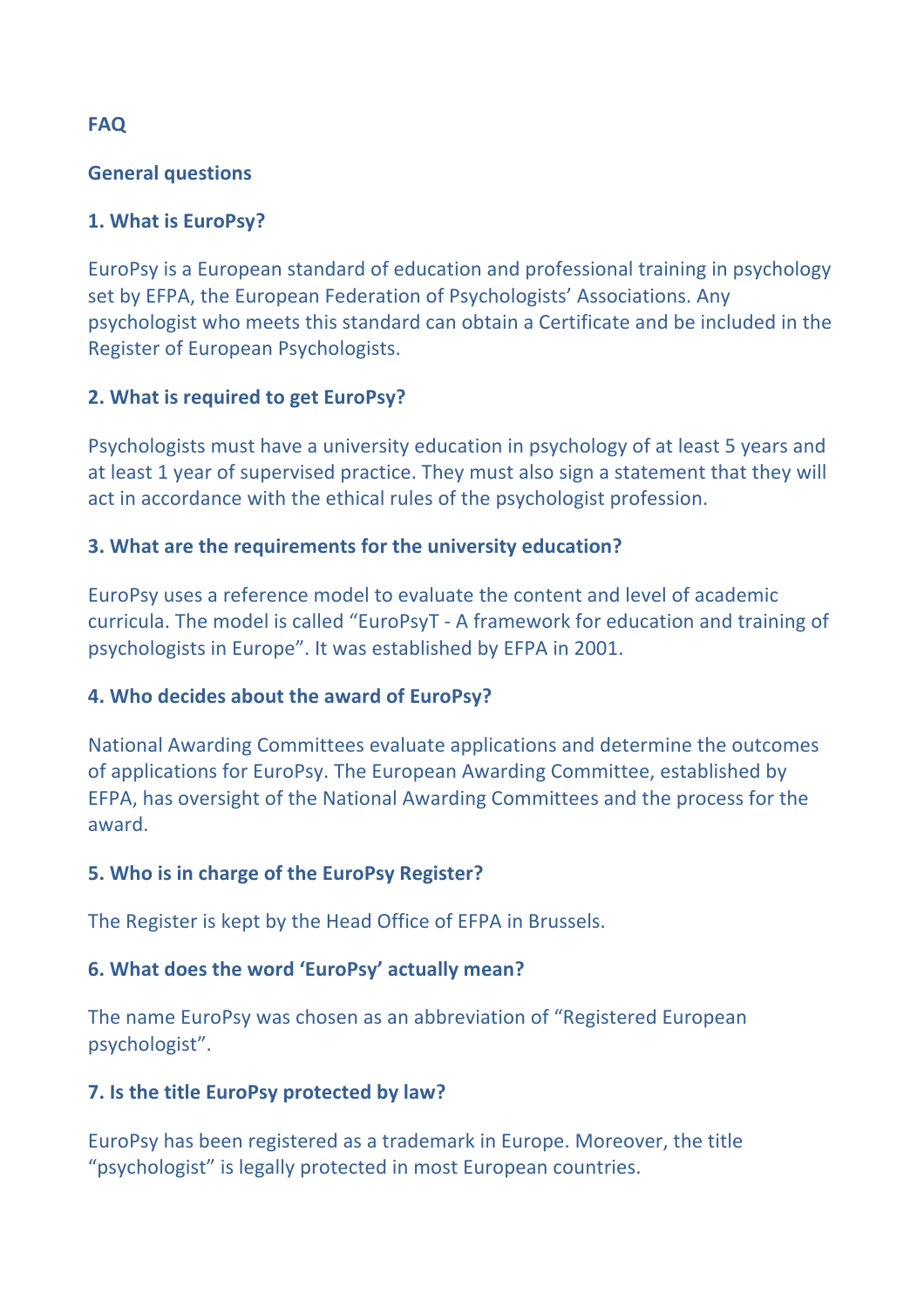# FAQ

## General questions

### 1. What is EuroPsy?

EuroPsy is a European standard of education and professional training in psychology set by EFPA, the European Federation of Psychologists' Associations. Any psychologist who meets this standard can obtain a Certificate and be included in the Register of European Psychologists.

### 2. What is required to get EuroPsy?

Psychologists must have a university education in psychology of at least 5 years and at least 1 year of supervised practice. They must also sign a statement that they will act in accordance with the ethical rules of the psychologist profession.

### 3. What are the requirements for the university education?

EuroPsy uses a reference model to evaluate the content and level of academic curricula. The model is called "EuroPsyT - A framework for education and training of psychologists in Europe". It was established by EFPA in 2001.

### 4. Who decides about the award of EuroPsy?

National Awarding Committees evaluate applications and determine the outcomes of applications for EuroPsy. The European Awarding Committee, established by EFPA, has oversight of the National Awarding Committees and the process for the award.

### 5. Who is in charge of the EuroPsy Register?

The Register is kept by the Head Office of EFPA in Brussels.

### 6. What does the word 'EuroPsy' actually mean?

The name EuroPsy was chosen as an abbreviation of "Registered European psychologist".

### 7. Is the title EuroPsy protected by law?

EuroPsy has been registered as a trademark in Europe. Moreover, the title "psychologist" is legally protected in most European countries.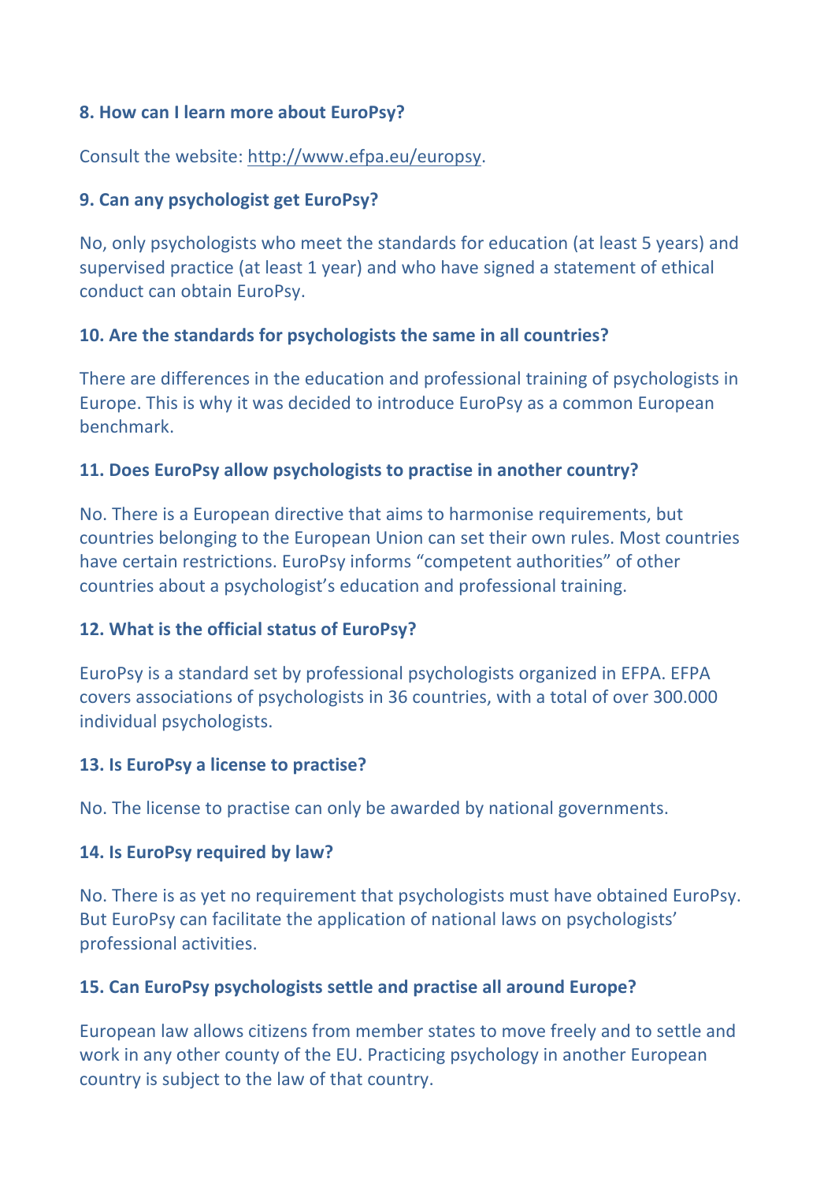**8. How can I learn more about EuroPsy?**

Consult the website: http://www.efpa.eu/europsy.

**9. Can any psychologist get EuroPsy?**

No, only psychologists who meet the standards for education (at least 5 years) and supervised practice (at least 1 year) and who have signed a statement of ethical conduct can obtain EuroPsy.

**10. Are the standards for psychologists the same in all countries?**

There are differences in the education and professional training of psychologists in Europe. This is why it was decided to introduce EuroPsy as a common European benchmark.

**11. Does EuroPsy allow psychologists to practise in another country?**

No. There is a European directive that aims to harmonise requirements, but countries belonging to the European Union can set their own rules. Most countries have certain restrictions. EuroPsy informs "competent authorities" of other countries about a psychologist's education and professional training.

**12. What is the official status of EuroPsy?**

EuroPsy is a standard set by professional psychologists organized in EFPA. EFPA covers associations of psychologists in 36 countries, with a total of over 300.000 individual psychologists.

**13. Is EuroPsy a license to practise?**

No. The license to practise can only be awarded by national governments.

**14. Is EuroPsy required by law?**

No. There is as yet no requirement that psychologists must have obtained EuroPsy. But EuroPsy can facilitate the application of national laws on psychologists' professional activities.

**15. Can EuroPsy psychologists settle and practise all around Europe?**

European law allows citizens from member states to move freely and to settle and work in any other county of the EU. Practicing psychology in another European country is subject to the law of that country.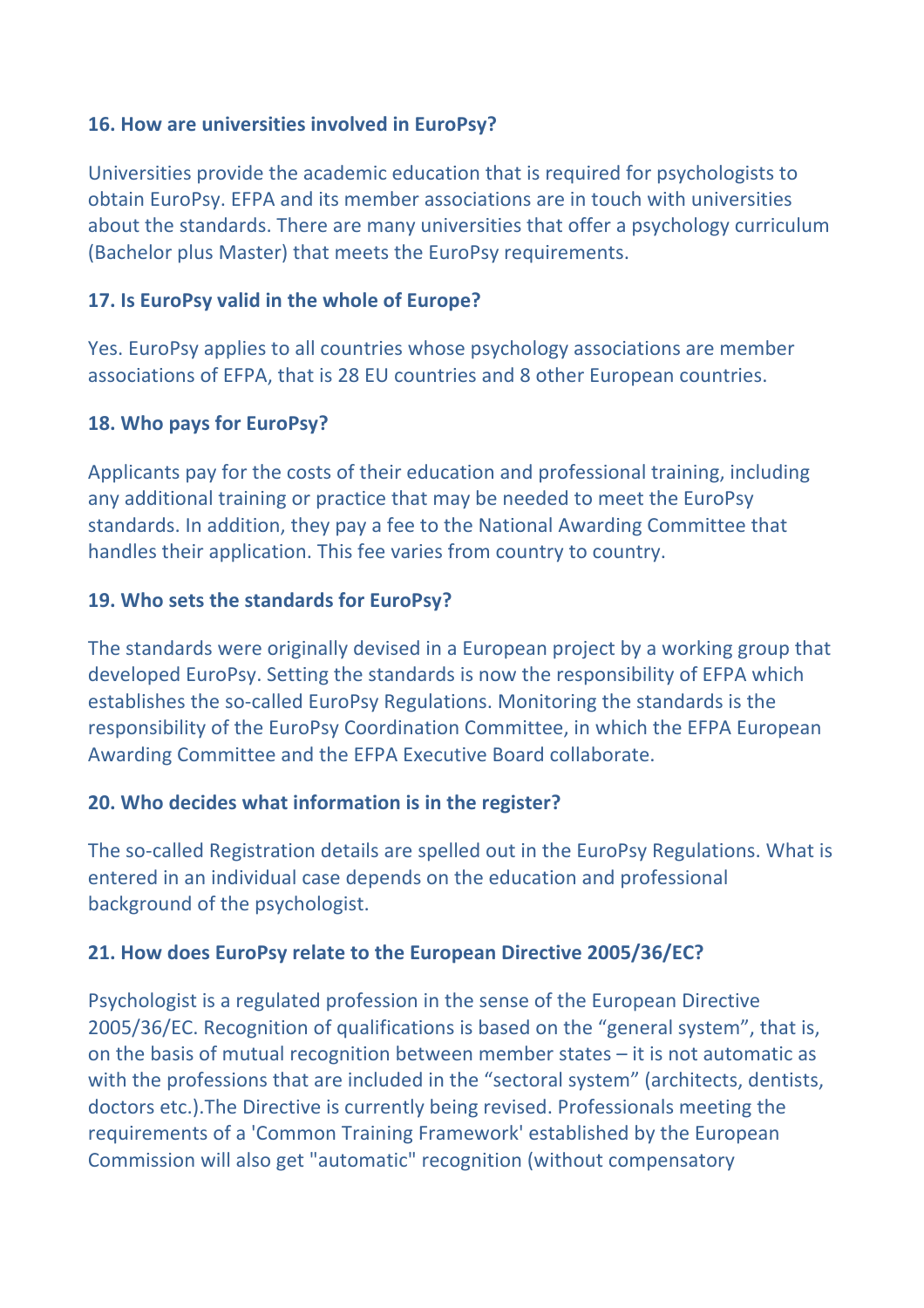**16. How are universities involved in EuroPsy?**

Universities provide the academic education that is required for psychologists to obtain EuroPsy. EFPA and its member associations are in touch with universities about the standards. There are many universities that offer a psychology curriculum (Bachelor plus Master) that meets the EuroPsy requirements.

**17. Is EuroPsy valid in the whole of Europe?**

Yes. EuroPsy applies to all countries whose psychology associations are member associations of EFPA, that is 28 EU countries and 8 other European countries.

**18. Who pays for EuroPsy?**

Applicants pay for the costs of their education and professional training, including any additional training or practice that may be needed to meet the EuroPsy standards. In addition, they pay a fee to the National Awarding Committee that handles their application. This fee varies from country to country.

**19. Who sets the standards for EuroPsy?**

The standards were originally devised in a European project by a working group that developed EuroPsy. Setting the standards is now the responsibility of EFPA which establishes the so-called EuroPsy Regulations. Monitoring the standards is the responsibility of the EuroPsy Coordination Committee, in which the EFPA European Awarding Committee and the EFPA Executive Board collaborate.

**20. Who decides what information is in the register?**

The so-called Registration details are spelled out in the EuroPsy Regulations. What is entered in an individual case depends on the education and professional background of the psychologist.

**21. How does EuroPsy relate to the European Directive 2005/36/EC?**

Psychologist is a regulated profession in the sense of the European Directive 2005/36/EC. Recognition of qualifications is based on the “general system”, that is, on the basis of mutual recognition between member states – it is not automatic as with the professions that are included in the “sectoral system” (architects, dentists, doctors etc.).The Directive is currently being revised. Professionals meeting the requirements of a 'Common Training Framework' established by the European Commission will also get "automatic" recognition (without compensatory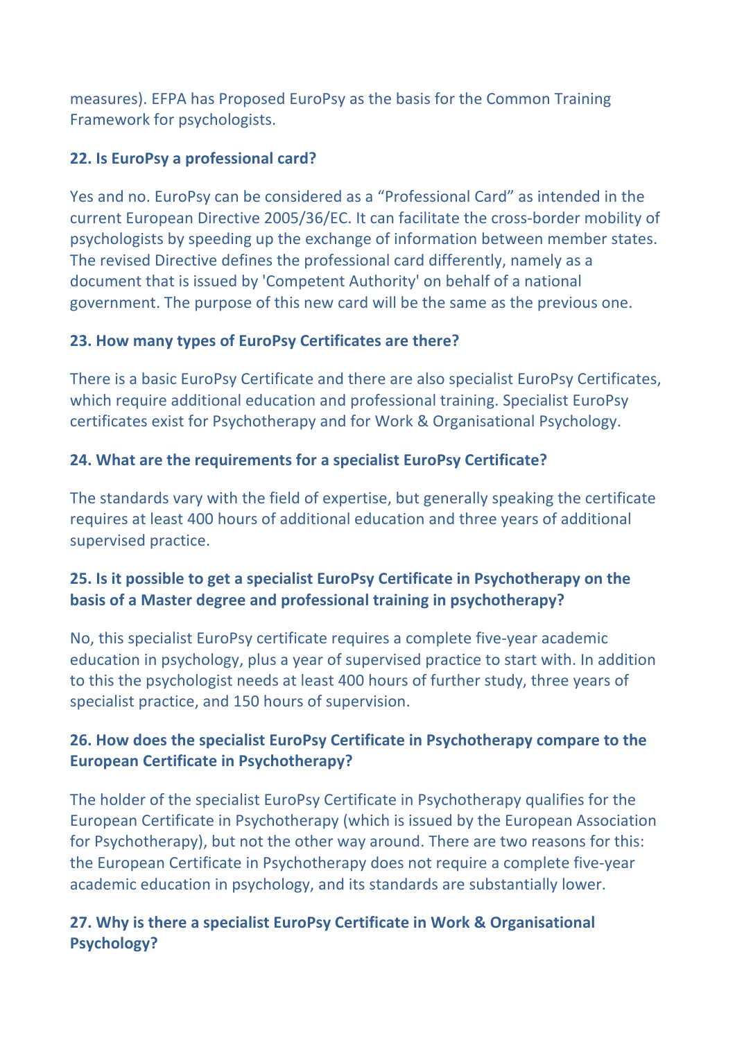measures). EFPA has Proposed EuroPsy as the basis for the Common Training Framework for psychologists.

### 22. Is EuroPsy a professional card?

Yes and no. EuroPsy can be considered as a “Professional Card” as intended in the current European Directive 2005/36/EC. It can facilitate the cross-border mobility of psychologists by speeding up the exchange of information between member states. The revised Directive defines the professional card differently, namely as a document that is issued by 'Competent Authority' on behalf of a national government. The purpose of this new card will be the same as the previous one.

### 23. How many types of EuroPsy Certificates are there?

There is a basic EuroPsy Certificate and there are also specialist EuroPsy Certificates, which require additional education and professional training. Specialist EuroPsy certificates exist for Psychotherapy and for Work & Organisational Psychology.

### 24. What are the requirements for a specialist EuroPsy Certificate?

The standards vary with the field of expertise, but generally speaking the certificate requires at least 400 hours of additional education and three years of additional supervised practice.

### 25. Is it possible to get a specialist EuroPsy Certificate in Psychotherapy on the basis of a Master degree and professional training in psychotherapy?

No, this specialist EuroPsy certificate requires a complete five-year academic education in psychology, plus a year of supervised practice to start with. In addition to this the psychologist needs at least 400 hours of further study, three years of specialist practice, and 150 hours of supervision.

### 26. How does the specialist EuroPsy Certificate in Psychotherapy compare to the European Certificate in Psychotherapy?

The holder of the specialist EuroPsy Certificate in Psychotherapy qualifies for the European Certificate in Psychotherapy (which is issued by the European Association for Psychotherapy), but not the other way around. There are two reasons for this: the European Certificate in Psychotherapy does not require a complete five-year academic education in psychology, and its standards are substantially lower.

### 27. Why is there a specialist EuroPsy Certificate in Work & Organisational Psychology?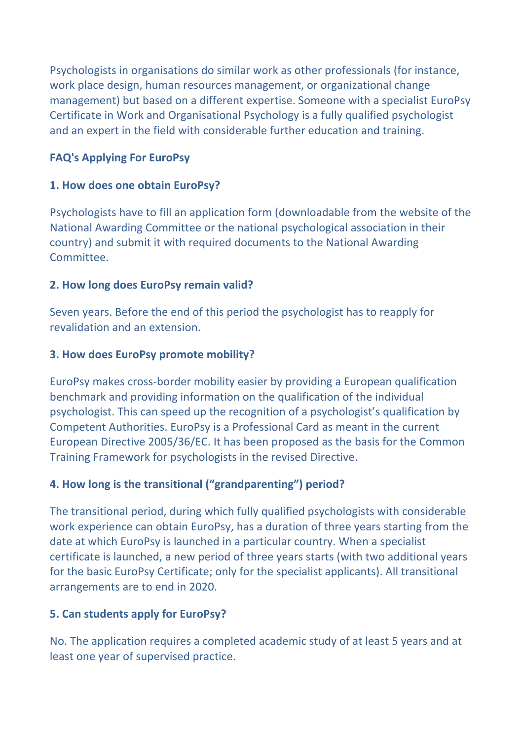Psychologists in organisations do similar work as other professionals (for instance, work place design, human resources management, or organizational change management) but based on a different expertise. Someone with a specialist EuroPsy Certificate in Work and Organisational Psychology is a fully qualified psychologist and an expert in the field with considerable further education and training.

## FAQ's Applying For EuroPsy

### 1. How does one obtain EuroPsy?

Psychologists have to fill an application form (downloadable from the website of the National Awarding Committee or the national psychological association in their country) and submit it with required documents to the National Awarding Committee.

### 2. How long does EuroPsy remain valid?

Seven years. Before the end of this period the psychologist has to reapply for revalidation and an extension.

### 3. How does EuroPsy promote mobility?

EuroPsy makes cross-border mobility easier by providing a European qualification benchmark and providing information on the qualification of the individual psychologist. This can speed up the recognition of a psychologist's qualification by Competent Authorities. EuroPsy is a Professional Card as meant in the current European Directive 2005/36/EC. It has been proposed as the basis for the Common Training Framework for psychologists in the revised Directive.

### 4. How long is the transitional ("grandparenting") period?

The transitional period, during which fully qualified psychologists with considerable work experience can obtain EuroPsy, has a duration of three years starting from the date at which EuroPsy is launched in a particular country. When a specialist certificate is launched, a new period of three years starts (with two additional years for the basic EuroPsy Certificate; only for the specialist applicants). All transitional arrangements are to end in 2020.

### 5. Can students apply for EuroPsy?

No. The application requires a completed academic study of at least 5 years and at least one year of supervised practice.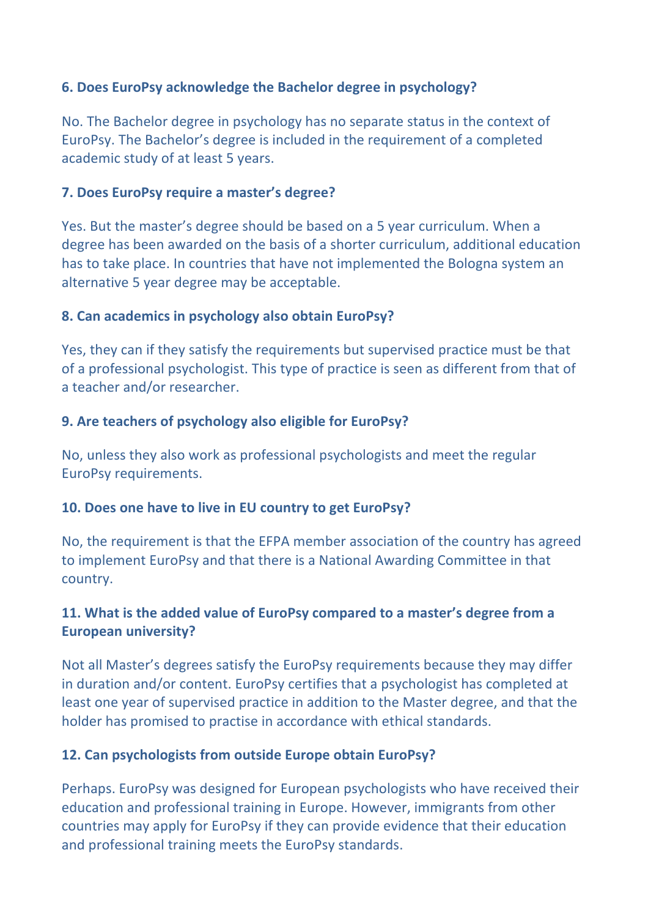**6. Does EuroPsy acknowledge the Bachelor degree in psychology?**

No. The Bachelor degree in psychology has no separate status in the context of EuroPsy. The Bachelor's degree is included in the requirement of a completed academic study of at least 5 years.

**7. Does EuroPsy require a master's degree?**

Yes. But the master's degree should be based on a 5 year curriculum. When a degree has been awarded on the basis of a shorter curriculum, additional education has to take place. In countries that have not implemented the Bologna system an alternative 5 year degree may be acceptable.

**8. Can academics in psychology also obtain EuroPsy?**

Yes, they can if they satisfy the requirements but supervised practice must be that of a professional psychologist. This type of practice is seen as different from that of a teacher and/or researcher.

**9. Are teachers of psychology also eligible for EuroPsy?**

No, unless they also work as professional psychologists and meet the regular EuroPsy requirements.

**10. Does one have to live in EU country to get EuroPsy?**

No, the requirement is that the EFPA member association of the country has agreed to implement EuroPsy and that there is a National Awarding Committee in that country.

**11. What is the added value of EuroPsy compared to a master's degree from a European university?**

Not all Master's degrees satisfy the EuroPsy requirements because they may differ in duration and/or content. EuroPsy certifies that a psychologist has completed at least one year of supervised practice in addition to the Master degree, and that the holder has promised to practise in accordance with ethical standards.

**12. Can psychologists from outside Europe obtain EuroPsy?**

Perhaps. EuroPsy was designed for European psychologists who have received their education and professional training in Europe. However, immigrants from other countries may apply for EuroPsy if they can provide evidence that their education and professional training meets the EuroPsy standards.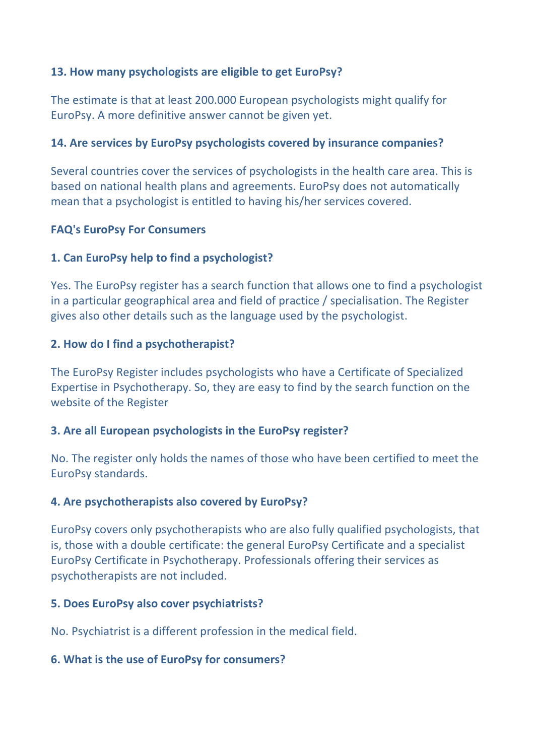**13. How many psychologists are eligible to get EuroPsy?**

The estimate is that at least 200.000 European psychologists might qualify for EuroPsy. A more definitive answer cannot be given yet.

**14. Are services by EuroPsy psychologists covered by insurance companies?**

Several countries cover the services of psychologists in the health care area. This is based on national health plans and agreements. EuroPsy does not automatically mean that a psychologist is entitled to having his/her services covered.

**FAQ's EuroPsy For Consumers**

**1. Can EuroPsy help to find a psychologist?**

Yes. The EuroPsy register has a search function that allows one to find a psychologist in a particular geographical area and field of practice / specialisation. The Register gives also other details such as the language used by the psychologist.

**2. How do I find a psychotherapist?**

The EuroPsy Register includes psychologists who have a Certificate of Specialized Expertise in Psychotherapy. So, they are easy to find by the search function on the website of the Register

**3. Are all European psychologists in the EuroPsy register?**

No. The register only holds the names of those who have been certified to meet the EuroPsy standards.

**4. Are psychotherapists also covered by EuroPsy?**

EuroPsy covers only psychotherapists who are also fully qualified psychologists, that is, those with a double certificate: the general EuroPsy Certificate and a specialist EuroPsy Certificate in Psychotherapy. Professionals offering their services as psychotherapists are not included.

**5. Does EuroPsy also cover psychiatrists?**

No. Psychiatrist is a different profession in the medical field.

**6. What is the use of EuroPsy for consumers?**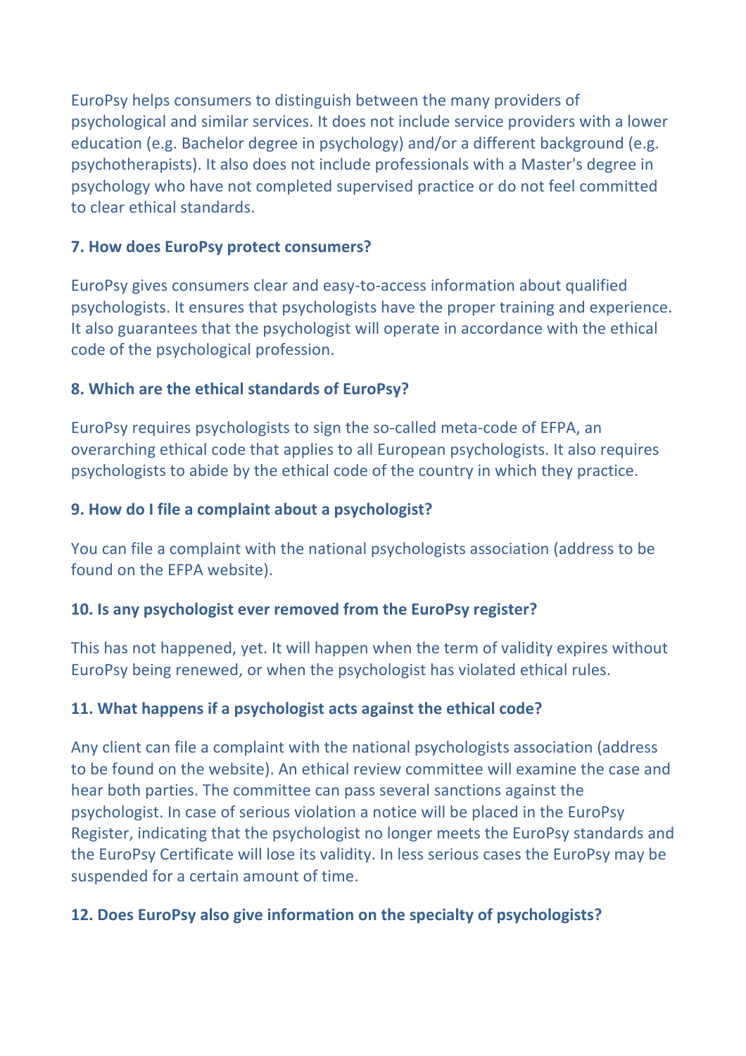EuroPsy helps consumers to distinguish between the many providers of psychological and similar services. It does not include service providers with a lower education (e.g. Bachelor degree in psychology) and/or a different background (e.g. psychotherapists). It also does not include professionals with a Master's degree in psychology who have not completed supervised practice or do not feel committed to clear ethical standards.

### 7. How does EuroPsy protect consumers?

EuroPsy gives consumers clear and easy-to-access information about qualified psychologists. It ensures that psychologists have the proper training and experience. It also guarantees that the psychologist will operate in accordance with the ethical code of the psychological profession.

### 8. Which are the ethical standards of EuroPsy?

EuroPsy requires psychologists to sign the so-called meta-code of EFPA, an overarching ethical code that applies to all European psychologists. It also requires psychologists to abide by the ethical code of the country in which they practice.

### 9. How do I file a complaint about a psychologist?

You can file a complaint with the national psychologists association (address to be found on the EFPA website).

### 10. Is any psychologist ever removed from the EuroPsy register?

This has not happened, yet. It will happen when the term of validity expires without EuroPsy being renewed, or when the psychologist has violated ethical rules.

### 11. What happens if a psychologist acts against the ethical code?

Any client can file a complaint with the national psychologists association (address to be found on the website). An ethical review committee will examine the case and hear both parties. The committee can pass several sanctions against the psychologist. In case of serious violation a notice will be placed in the EuroPsy Register, indicating that the psychologist no longer meets the EuroPsy standards and the EuroPsy Certificate will lose its validity. In less serious cases the EuroPsy may be suspended for a certain amount of time.

### 12. Does EuroPsy also give information on the specialty of psychologists?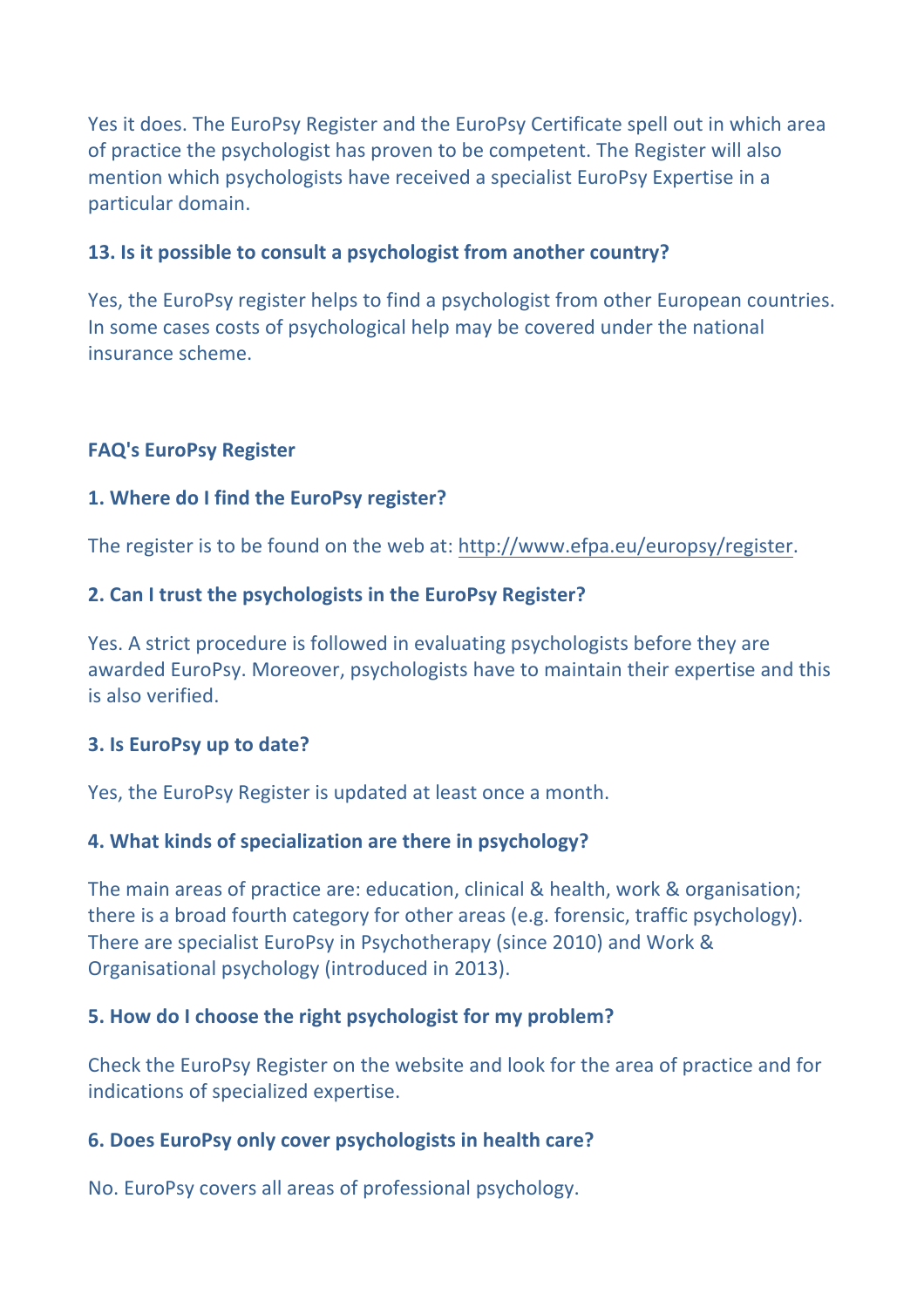Yes it does. The EuroPsy Register and the EuroPsy Certificate spell out in which area of practice the psychologist has proven to be competent. The Register will also mention which psychologists have received a specialist EuroPsy Expertise in a particular domain.

**13. Is it possible to consult a psychologist from another country?**

Yes, the EuroPsy register helps to find a psychologist from other European countries. In some cases costs of psychological help may be covered under the national insurance scheme.

**FAQ's EuroPsy Register**

**1. Where do I find the EuroPsy register?**

The register is to be found on the web at: http://www.efpa.eu/europsy/register.

**2. Can I trust the psychologists in the EuroPsy Register?**

Yes. A strict procedure is followed in evaluating psychologists before they are awarded EuroPsy. Moreover, psychologists have to maintain their expertise and this is also verified.

**3. Is EuroPsy up to date?**

Yes, the EuroPsy Register is updated at least once a month.

**4. What kinds of specialization are there in psychology?**

The main areas of practice are: education, clinical & health, work & organisation; there is a broad fourth category for other areas (e.g. forensic, traffic psychology). There are specialist EuroPsy in Psychotherapy (since 2010) and Work & Organisational psychology (introduced in 2013).

**5. How do I choose the right psychologist for my problem?**

Check the EuroPsy Register on the website and look for the area of practice and for indications of specialized expertise.

**6. Does EuroPsy only cover psychologists in health care?**

No. EuroPsy covers all areas of professional psychology.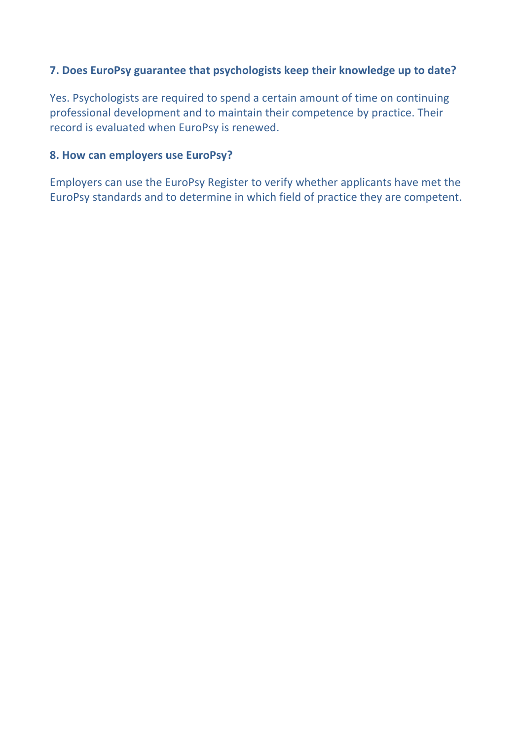**7. Does EuroPsy guarantee that psychologists keep their knowledge up to date?**

Yes. Psychologists are required to spend a certain amount of time on continuing professional development and to maintain their competence by practice. Their record is evaluated when EuroPsy is renewed.

**8. How can employers use EuroPsy?**

Employers can use the EuroPsy Register to verify whether applicants have met the EuroPsy standards and to determine in which field of practice they are competent.